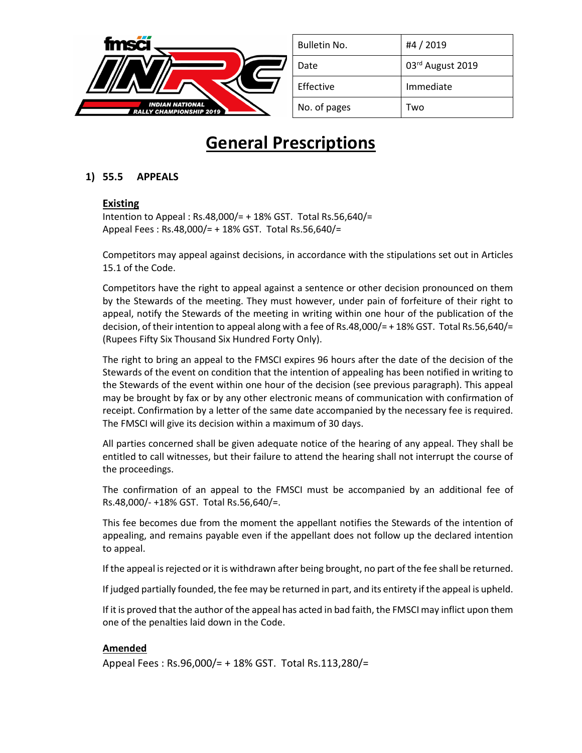| Bulletin No. | #4 / 2019 |
|---|---|
| Date | 03rd August 2019 |
| Effective | Immediate |
| No. of pages | Two |

# General Prescriptions

## 1) 55.5 APPEALS

**Existing**

Intention to Appeal : Rs.48,000/= + 18% GST. Total Rs.56,640/=
Appeal Fees : Rs.48,000/= + 18% GST. Total Rs.56,640/=

Competitors may appeal against decisions, in accordance with the stipulations set out in Articles 15.1 of the Code.

Competitors have the right to appeal against a sentence or other decision pronounced on them by the Stewards of the meeting. They must however, under pain of forfeiture of their right to appeal, notify the Stewards of the meeting in writing within one hour of the publication of the decision, of their intention to appeal along with a fee of Rs.48,000/= + 18% GST. Total Rs.56,640/= (Rupees Fifty Six Thousand Six Hundred Forty Only).

The right to bring an appeal to the FMSCI expires 96 hours after the date of the decision of the Stewards of the event on condition that the intention of appealing has been notified in writing to the Stewards of the event within one hour of the decision (see previous paragraph). This appeal may be brought by fax or by any other electronic means of communication with confirmation of receipt. Confirmation by a letter of the same date accompanied by the necessary fee is required. The FMSCI will give its decision within a maximum of 30 days.

All parties concerned shall be given adequate notice of the hearing of any appeal. They shall be entitled to call witnesses, but their failure to attend the hearing shall not interrupt the course of the proceedings.

The confirmation of an appeal to the FMSCI must be accompanied by an additional fee of Rs.48,000/- +18% GST. Total Rs.56,640/=.

This fee becomes due from the moment the appellant notifies the Stewards of the intention of appealing, and remains payable even if the appellant does not follow up the declared intention to appeal.

If the appeal is rejected or it is withdrawn after being brought, no part of the fee shall be returned.

If judged partially founded, the fee may be returned in part, and its entirety if the appeal is upheld.

If it is proved that the author of the appeal has acted in bad faith, the FMSCI may inflict upon them one of the penalties laid down in the Code.

**Amended**

Appeal Fees : Rs.96,000/= + 18% GST. Total Rs.113,280/=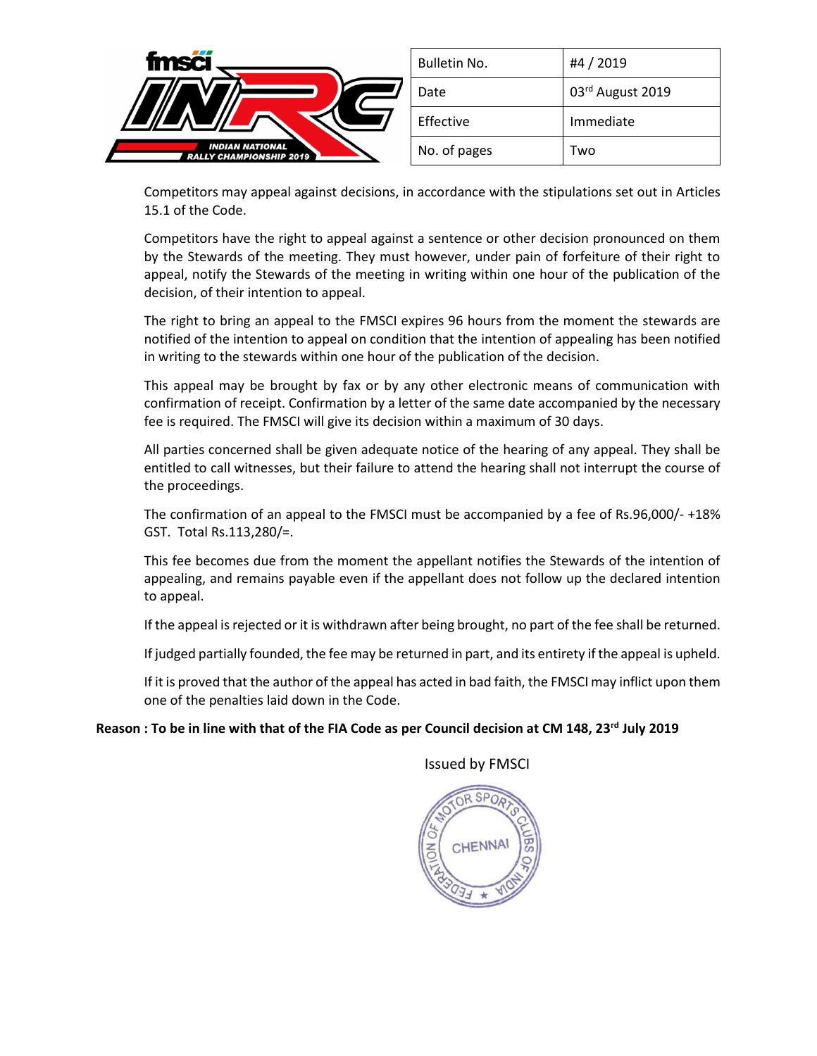| Bulletin No. | #4 / 2019 |
|---|---|
| Date | 03rd August 2019 |
| Effective | Immediate |
| No. of pages | Two |

Competitors may appeal against decisions, in accordance with the stipulations set out in Articles 15.1 of the Code.

Competitors have the right to appeal against a sentence or other decision pronounced on them by the Stewards of the meeting. They must however, under pain of forfeiture of their right to appeal, notify the Stewards of the meeting in writing within one hour of the publication of the decision, of their intention to appeal.

The right to bring an appeal to the FMSCI expires 96 hours from the moment the stewards are notified of the intention to appeal on condition that the intention of appealing has been notified in writing to the stewards within one hour of the publication of the decision.

This appeal may be brought by fax or by any other electronic means of communication with confirmation of receipt. Confirmation by a letter of the same date accompanied by the necessary fee is required. The FMSCI will give its decision within a maximum of 30 days.

All parties concerned shall be given adequate notice of the hearing of any appeal. They shall be entitled to call witnesses, but their failure to attend the hearing shall not interrupt the course of the proceedings.

The confirmation of an appeal to the FMSCI must be accompanied by a fee of Rs.96,000/- +18% GST. Total Rs.113,280/=.

This fee becomes due from the moment the appellant notifies the Stewards of the intention of appealing, and remains payable even if the appellant does not follow up the declared intention to appeal.

If the appeal is rejected or it is withdrawn after being brought, no part of the fee shall be returned.

If judged partially founded, the fee may be returned in part, and its entirety if the appeal is upheld.

If it is proved that the author of the appeal has acted in bad faith, the FMSCI may inflict upon them one of the penalties laid down in the Code.

**Reason : To be in line with that of the FIA Code as per Council decision at CM 148, 23rd July 2019**

Issued by FMSCI